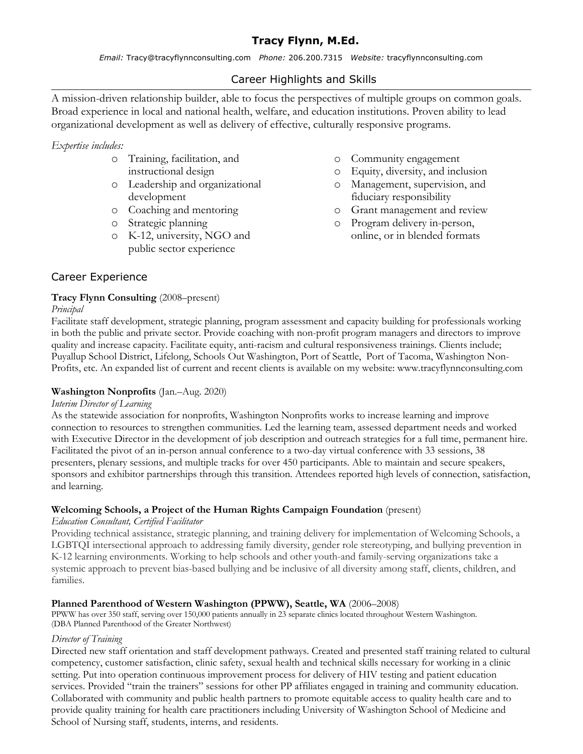# Tracy Flynn, M.Ed.

*Email:* Tracy@tracyflynnconsulting.com *Phone:* 206.200.7315 *Website:* tracyflynnconsulting.com

## Career Highlights and Skills

A mission-driven relationship builder, able to focus the perspectives of multiple groups on common goals. Broad experience in local and national health, welfare, and education institutions. Proven ability to lead organizational development as well as delivery of effective, culturally responsive programs.

*Expertise includes:*

- Training, facilitation, and instructional design
- Leadership and organizational development
- Coaching and mentoring
- Strategic planning
- K-12, university, NGO and public sector experience
- Community engagement
- Equity, diversity, and inclusion
- Management, supervision, and fiduciary responsibility
- Grant management and review
- Program delivery in-person, online, or in blended formats

## Career Experience

**Tracy Flynn Consulting** (2008–present)

*Principal*

Facilitate staff development, strategic planning, program assessment and capacity building for professionals working in both the public and private sector. Provide coaching with non-profit program managers and directors to improve quality and increase capacity. Facilitate equity, anti-racism and cultural responsiveness trainings. Clients include; Puyallup School District, Lifelong, Schools Out Washington, Port of Seattle, Port of Tacoma, Washington Non-Profits, etc. An expanded list of current and recent clients is available on my website: www.tracyflynnconsulting.com

**Washington Nonprofits** (Jan.–Aug. 2020)

*Interim Director of Learning*

As the statewide association for nonprofits, Washington Nonprofits works to increase learning and improve connection to resources to strengthen communities. Led the learning team, assessed department needs and worked with Executive Director in the development of job description and outreach strategies for a full time, permanent hire. Facilitated the pivot of an in-person annual conference to a two-day virtual conference with 33 sessions, 38 presenters, plenary sessions, and multiple tracks for over 450 participants. Able to maintain and secure speakers, sponsors and exhibitor partnerships through this transition. Attendees reported high levels of connection, satisfaction, and learning.

**Welcoming Schools, a Project of the Human Rights Campaign Foundation** (present)

*Education Consultant, Certified Facilitator*

Providing technical assistance, strategic planning, and training delivery for implementation of Welcoming Schools, a LGBTQI intersectional approach to addressing family diversity, gender role stereotyping, and bullying prevention in K-12 learning environments. Working to help schools and other youth-and family-serving organizations take a systemic approach to prevent bias-based bullying and be inclusive of all diversity among staff, clients, children, and families.

**Planned Parenthood of Western Washington (PPWW), Seattle, WA** (2006–2008)

PPWW has over 350 staff, serving over 150,000 patients annually in 23 separate clinics located throughout Western Washington. (DBA Planned Parenthood of the Greater Northwest)

*Director of Training*

Directed new staff orientation and staff development pathways. Created and presented staff training related to cultural competency, customer satisfaction, clinic safety, sexual health and technical skills necessary for working in a clinic setting. Put into operation continuous improvement process for delivery of HIV testing and patient education services. Provided "train the trainers" sessions for other PP affiliates engaged in training and community education. Collaborated with community and public health partners to promote equitable access to quality health care and to provide quality training for health care practitioners including University of Washington School of Medicine and School of Nursing staff, students, interns, and residents.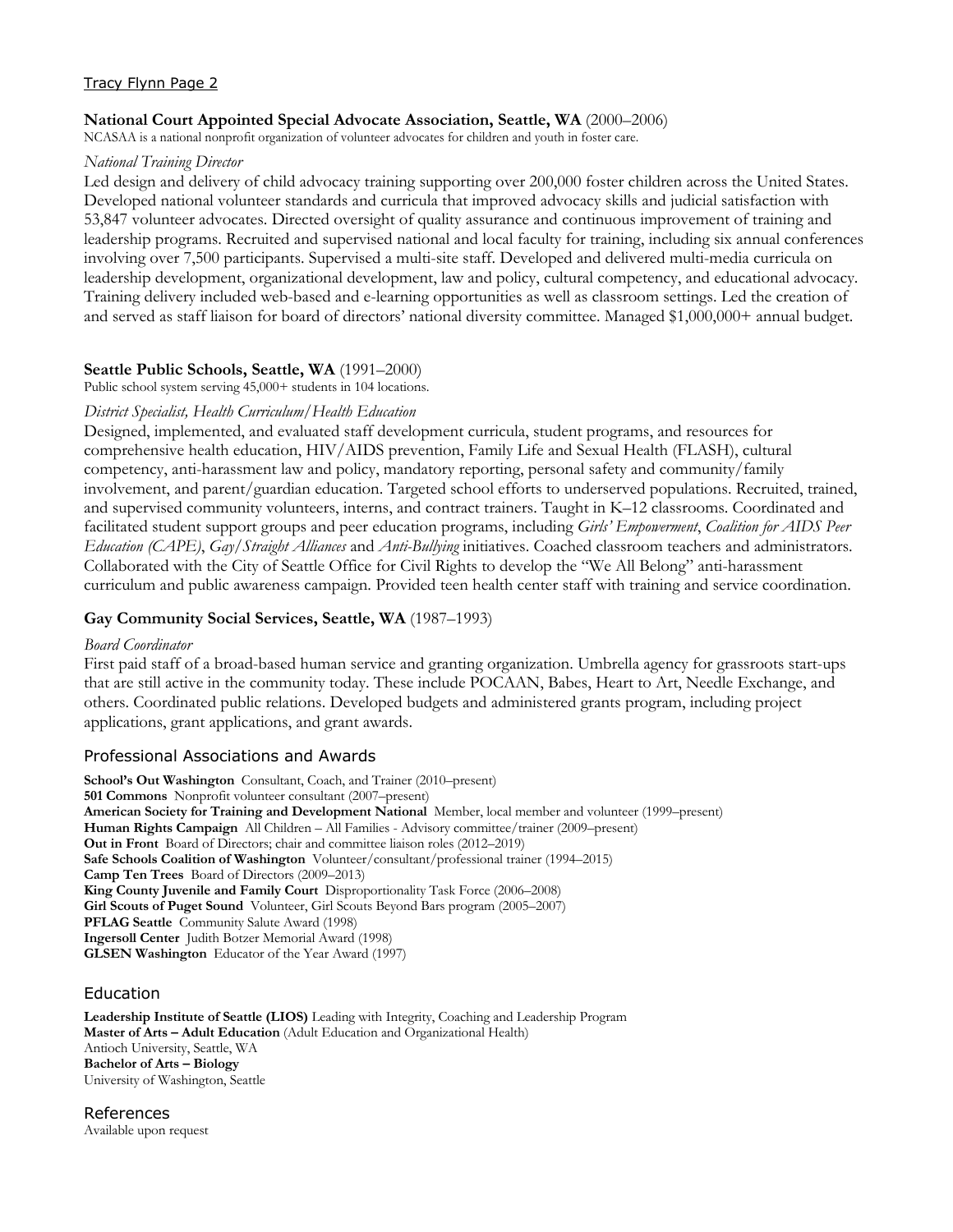**National Court Appointed Special Advocate Association, Seattle, WA** (2000–2006)
NCASAA is a national nonprofit organization of volunteer advocates for children and youth in foster care.

*National Training Director*
Led design and delivery of child advocacy training supporting over 200,000 foster children across the United States. Developed national volunteer standards and curricula that improved advocacy skills and judicial satisfaction with 53,847 volunteer advocates. Directed oversight of quality assurance and continuous improvement of training and leadership programs. Recruited and supervised national and local faculty for training, including six annual conferences involving over 7,500 participants. Supervised a multi-site staff. Developed and delivered multi-media curricula on leadership development, organizational development, law and policy, cultural competency, and educational advocacy. Training delivery included web-based and e-learning opportunities as well as classroom settings. Led the creation of and served as staff liaison for board of directors' national diversity committee. Managed $1,000,000+ annual budget.

**Seattle Public Schools, Seattle, WA** (1991–2000)
Public school system serving 45,000+ students in 104 locations.

*District Specialist, Health Curriculum/Health Education*
Designed, implemented, and evaluated staff development curricula, student programs, and resources for comprehensive health education, HIV/AIDS prevention, Family Life and Sexual Health (FLASH), cultural competency, anti-harassment law and policy, mandatory reporting, personal safety and community/family involvement, and parent/guardian education. Targeted school efforts to underserved populations. Recruited, trained, and supervised community volunteers, interns, and contract trainers. Taught in K–12 classrooms. Coordinated and facilitated student support groups and peer education programs, including *Girls' Empowerment*, *Coalition for AIDS Peer Education (CAPE)*, *Gay/Straight Alliances* and *Anti-Bullying* initiatives. Coached classroom teachers and administrators. Collaborated with the City of Seattle Office for Civil Rights to develop the "We All Belong" anti-harassment curriculum and public awareness campaign. Provided teen health center staff with training and service coordination.

**Gay Community Social Services, Seattle, WA** (1987–1993)

*Board Coordinator*
First paid staff of a broad-based human service and granting organization. Umbrella agency for grassroots start-ups that are still active in the community today. These include POCAAN, Babes, Heart to Art, Needle Exchange, and others. Coordinated public relations. Developed budgets and administered grants program, including project applications, grant applications, and grant awards.

## Professional Associations and Awards

**School's Out Washington** Consultant, Coach, and Trainer (2010–present)
**501 Commons** Nonprofit volunteer consultant (2007–present)
**American Society for Training and Development National** Member, local member and volunteer (1999–present)
**Human Rights Campaign** All Children – All Families - Advisory committee/trainer (2009–present)
**Out in Front** Board of Directors; chair and committee liaison roles (2012–2019)
**Safe Schools Coalition of Washington** Volunteer/consultant/professional trainer (1994–2015)
**Camp Ten Trees** Board of Directors (2009–2013)
**King County Juvenile and Family Court** Disproportionality Task Force (2006–2008)
**Girl Scouts of Puget Sound** Volunteer, Girl Scouts Beyond Bars program (2005–2007)
**PFLAG Seattle** Community Salute Award (1998)
**Ingersoll Center** Judith Botzer Memorial Award (1998)
**GLSEN Washington** Educator of the Year Award (1997)

## Education

**Leadership Institute of Seattle (LIOS)** Leading with Integrity, Coaching and Leadership Program
**Master of Arts – Adult Education** (Adult Education and Organizational Health)
Antioch University, Seattle, WA
**Bachelor of Arts – Biology**
University of Washington, Seattle

## References

Available upon request